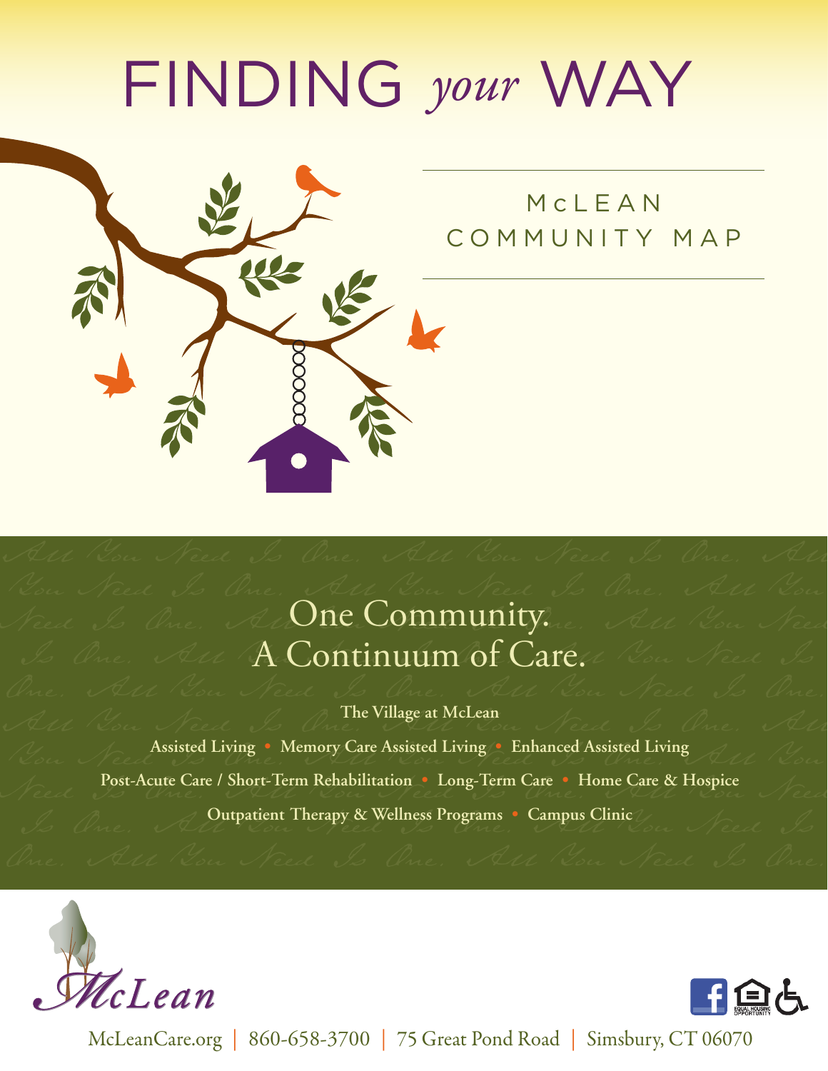# FINDING *your* WAY

## McLEAN COMMUNITY MAP

## One Community. A Continuum of Care.

**The Village at McLean**

**Assisted Living • Memory Care Assisted Living • Enhanced Assisted Living**

**Post-Acute Care / Short-Term Rehabilitation • Long-Term Care • Home Care & Hospice**

**Outpatient Therapy & Wellness Programs • Campus Clinic**

*McLean*

McLeanCare.org | 860-658-3700 | 75 Great Pond Road | Simsbury, CT 06070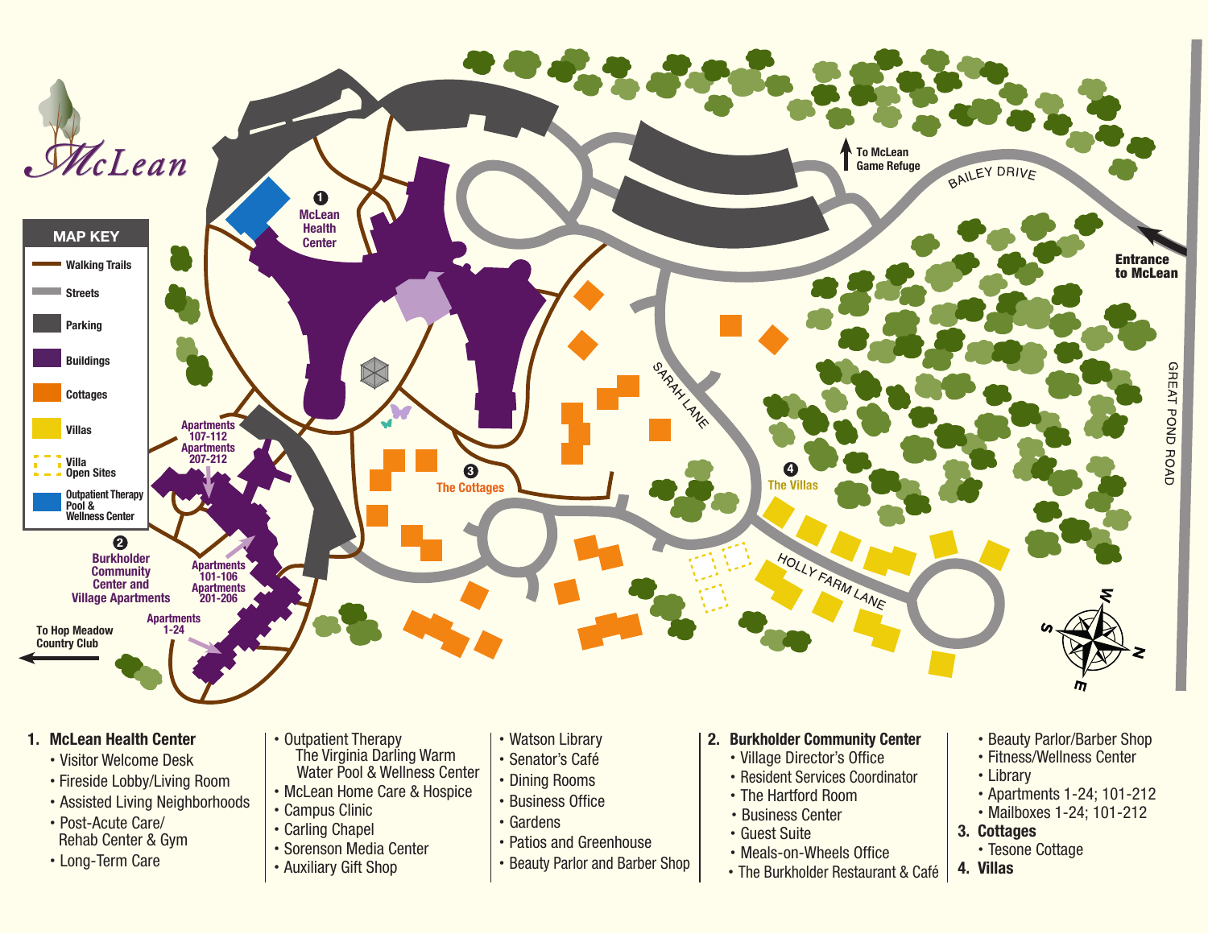McLean

**MAP KEY**

- Walking Trails
- Streets
- Parking
- Buildings
- Cottages
- Villas
- Villa Open Sites
- Outpatient Therapy Pool & Wellness Center

1 McLean Health Center

2 Burkholder Community Center and Village Apartments

3 The Cottages

4 The Villas

Apartments 107-112
Apartments 207-212

Apartments 101-106
Apartments 201-206

Apartments 1-24

To Hop Meadow Country Club

To McLean Game Refuge

Entrance to McLean

BAILEY DRIVE

SARAH LANE

HOLLY FARM LANE

GREAT POND ROAD

1. **McLean Health Center**
   - Visitor Welcome Desk
   - Fireside Lobby/Living Room
   - Assisted Living Neighborhoods
   - Post-Acute Care/ Rehab Center & Gym
   - Long-Term Care
   - Outpatient Therapy The Virginia Darling Warm Water Pool & Wellness Center
   - McLean Home Care & Hospice
   - Campus Clinic
   - Carling Chapel
   - Sorenson Media Center
   - Auxiliary Gift Shop
   - Watson Library
   - Senator's Café
   - Dining Rooms
   - Business Office
   - Gardens
   - Patios and Greenhouse
   - Beauty Parlor and Barber Shop
2. **Burkholder Community Center**
   - Village Director's Office
   - Resident Services Coordinator
   - The Hartford Room
   - Business Center
   - Guest Suite
   - Meals-on-Wheels Office
   - The Burkholder Restaurant & Café
   - Beauty Parlor/Barber Shop
   - Fitness/Wellness Center
   - Library
   - Apartments 1-24; 101-212
   - Mailboxes 1-24; 101-212
3. **Cottages**
   - Tesone Cottage
4. **Villas**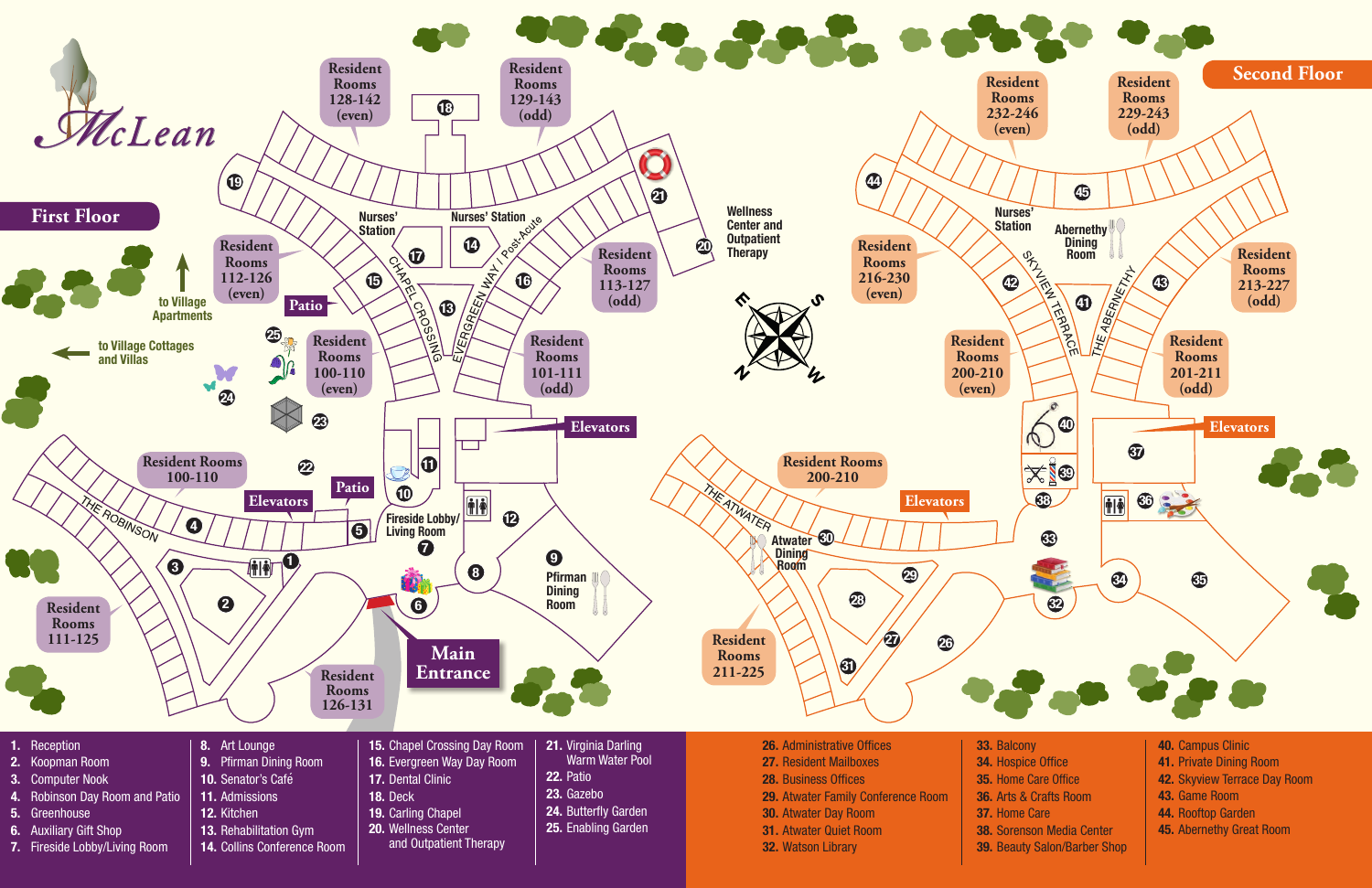# McLean

## First Floor

Resident Rooms 128-142 (even)

Resident Rooms 129-143 (odd)

Nurses' Station

Nurses' Station

Post-Acute

Wellness Center and Outpatient Therapy

Resident Rooms 112-126 (even)

Resident Rooms 113-127 (odd)

to Village Apartments

Patio

CHAPEL CROSSING

EVERGREEN WAY

Resident Rooms 100-110 (even)

Resident Rooms 101-111 (odd)

to Village Cottages and Villas

Elevators

Resident Rooms 100-110

Patio

Elevators

THE ROBINSON

Fireside Lobby/ Living Room

Pfirman Dining Room

Resident Rooms 111-125

Main Entrance

Resident Rooms 126-131

## Second Floor

Resident Rooms 232-246 (even)

Resident Rooms 229-243 (odd)

Nurses' Station

Abernethy Dining Room

Resident Rooms 216-230 (even)

SKYVIEW TERRACE

THE ABERNETHY

Resident Rooms 213-227 (odd)

Resident Rooms 200-210 (even)

Resident Rooms 201-211 (odd)

Elevators

Resident Rooms 200-210

Elevators

THE ATWATER

Atwater Dining Room

Resident Rooms 211-225

1. Reception
2. Koopman Room
3. Computer Nook
4. Robinson Day Room and Patio
5. Greenhouse
6. Auxiliary Gift Shop
7. Fireside Lobby/Living Room
8. Art Lounge
9. Pfirman Dining Room
10. Senator's Café
11. Admissions
12. Kitchen
13. Rehabilitation Gym
14. Collins Conference Room
15. Chapel Crossing Day Room
16. Evergreen Way Day Room
17. Dental Clinic
18. Deck
19. Carling Chapel
20. Wellness Center and Outpatient Therapy
21. Virginia Darling Warm Water Pool
22. Patio
23. Gazebo
24. Butterfly Garden
25. Enabling Garden
26. Administrative Offices
27. Resident Mailboxes
28. Business Offices
29. Atwater Family Conference Room
30. Atwater Day Room
31. Atwater Quiet Room
32. Watson Library
33. Balcony
34. Hospice Office
35. Home Care Office
36. Arts & Crafts Room
37. Home Care
38. Sorenson Media Center
39. Beauty Salon/Barber Shop
40. Campus Clinic
41. Private Dining Room
42. Skyview Terrace Day Room
43. Game Room
44. Rooftop Garden
45. Abernethy Great Room